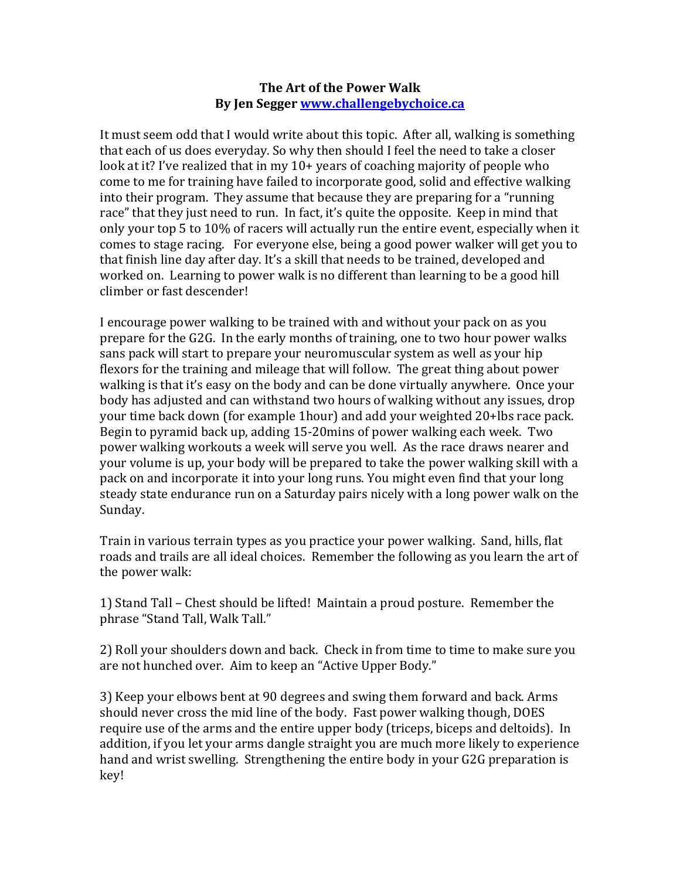**The Art of the Power Walk**
**By Jen Segger [www.challengebychoice.ca](http://www.challengebychoice.ca)**

It must seem odd that I would write about this topic. After all, walking is something that each of us does everyday. So why then should I feel the need to take a closer look at it? I've realized that in my 10+ years of coaching majority of people who come to me for training have failed to incorporate good, solid and effective walking into their program. They assume that because they are preparing for a "running race" that they just need to run. In fact, it's quite the opposite. Keep in mind that only your top 5 to 10% of racers will actually run the entire event, especially when it comes to stage racing. For everyone else, being a good power walker will get you to that finish line day after day. It's a skill that needs to be trained, developed and worked on. Learning to power walk is no different than learning to be a good hill climber or fast descender!

I encourage power walking to be trained with and without your pack on as you prepare for the G2G. In the early months of training, one to two hour power walks sans pack will start to prepare your neuromuscular system as well as your hip flexors for the training and mileage that will follow. The great thing about power walking is that it's easy on the body and can be done virtually anywhere. Once your body has adjusted and can withstand two hours of walking without any issues, drop your time back down (for example 1hour) and add your weighted 20+lbs race pack. Begin to pyramid back up, adding 15-20mins of power walking each week. Two power walking workouts a week will serve you well. As the race draws nearer and your volume is up, your body will be prepared to take the power walking skill with a pack on and incorporate it into your long runs. You might even find that your long steady state endurance run on a Saturday pairs nicely with a long power walk on the Sunday.

Train in various terrain types as you practice your power walking. Sand, hills, flat roads and trails are all ideal choices. Remember the following as you learn the art of the power walk:

1) Stand Tall – Chest should be lifted! Maintain a proud posture. Remember the phrase "Stand Tall, Walk Tall."

2) Roll your shoulders down and back. Check in from time to time to make sure you are not hunched over. Aim to keep an "Active Upper Body."

3) Keep your elbows bent at 90 degrees and swing them forward and back. Arms should never cross the mid line of the body. Fast power walking though, DOES require use of the arms and the entire upper body (triceps, biceps and deltoids). In addition, if you let your arms dangle straight you are much more likely to experience hand and wrist swelling. Strengthening the entire body in your G2G preparation is key!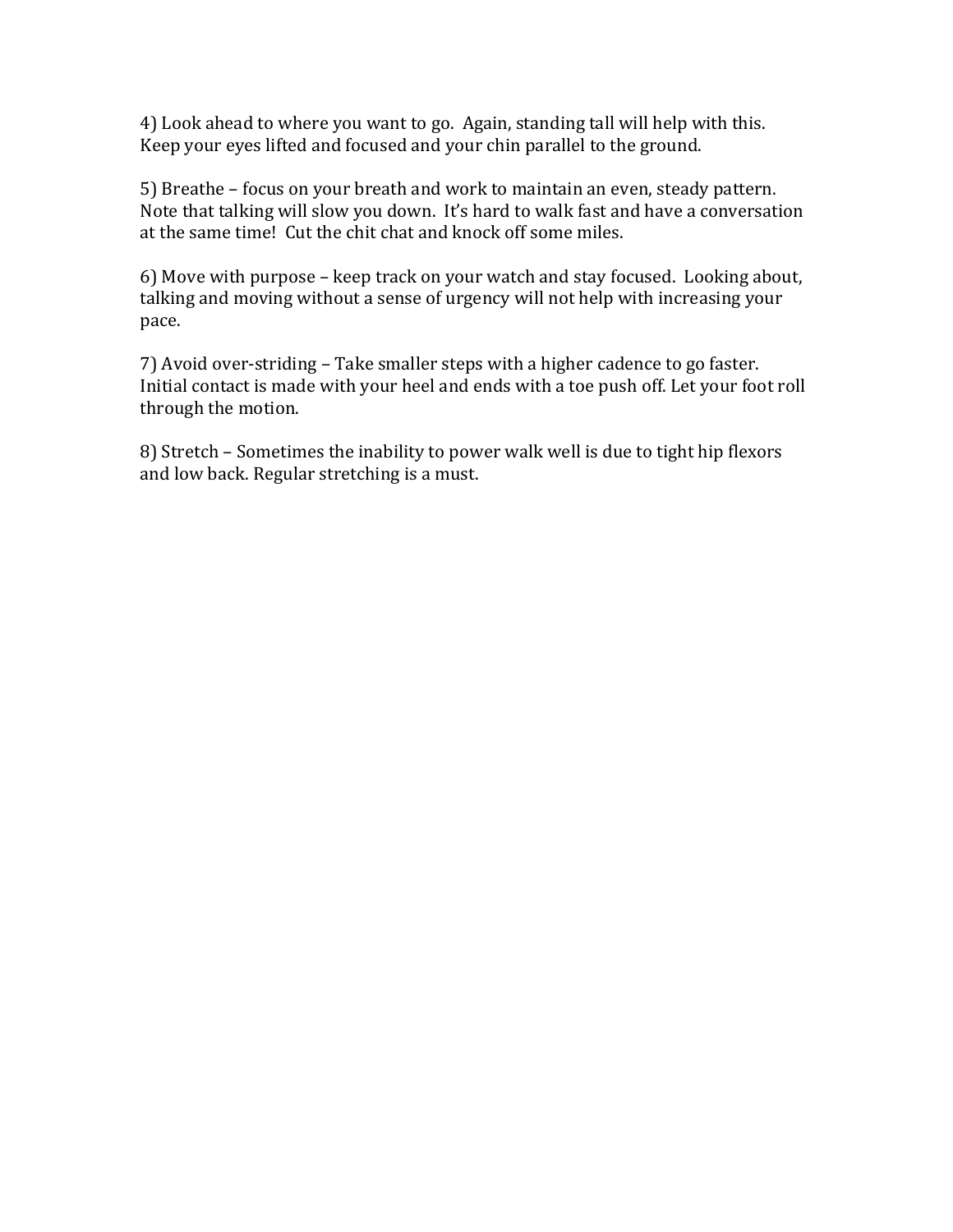4) Look ahead to where you want to go. Again, standing tall will help with this. Keep your eyes lifted and focused and your chin parallel to the ground.

5) Breathe – focus on your breath and work to maintain an even, steady pattern. Note that talking will slow you down. It's hard to walk fast and have a conversation at the same time! Cut the chit chat and knock off some miles.

6) Move with purpose – keep track on your watch and stay focused. Looking about, talking and moving without a sense of urgency will not help with increasing your pace.

7) Avoid over-striding – Take smaller steps with a higher cadence to go faster. Initial contact is made with your heel and ends with a toe push off. Let your foot roll through the motion.

8) Stretch – Sometimes the inability to power walk well is due to tight hip flexors and low back. Regular stretching is a must.